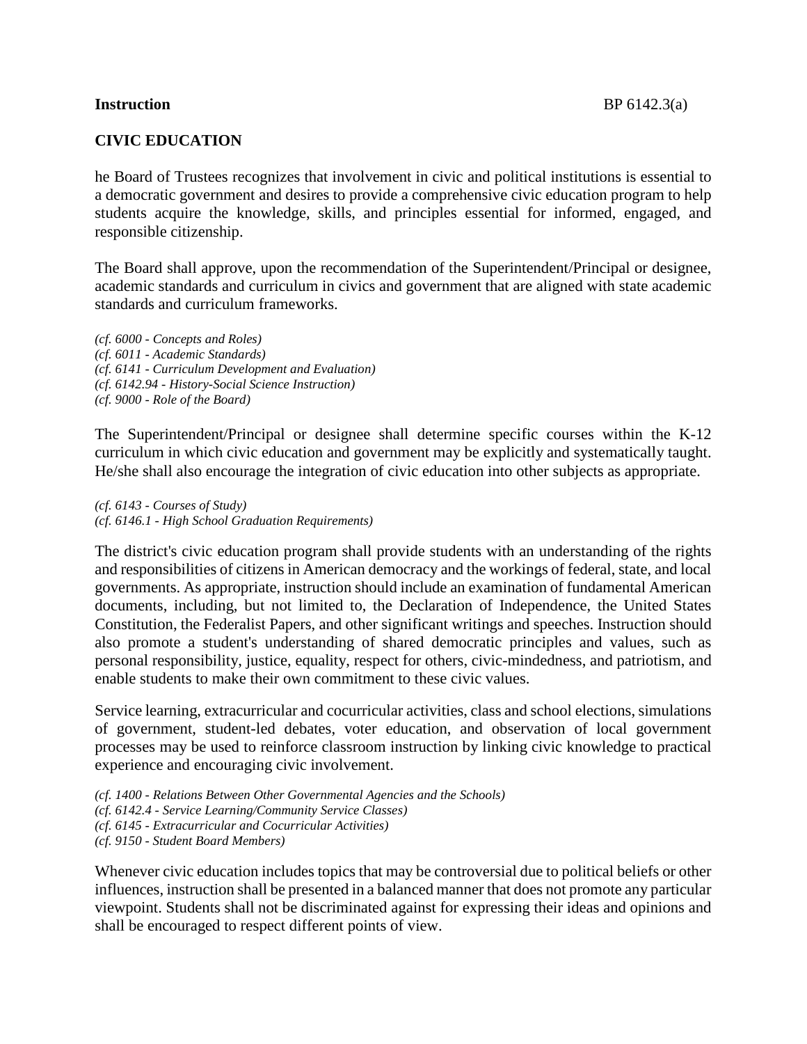**Instruction** BP 6142.3(a)

## CIVIC EDUCATION

he Board of Trustees recognizes that involvement in civic and political institutions is essential to a democratic government and desires to provide a comprehensive civic education program to help students acquire the knowledge, skills, and principles essential for informed, engaged, and responsible citizenship.

The Board shall approve, upon the recommendation of the Superintendent/Principal or designee, academic standards and curriculum in civics and government that are aligned with state academic standards and curriculum frameworks.

*(cf. 6000 - Concepts and Roles)*
*(cf. 6011 - Academic Standards)*
*(cf. 6141 - Curriculum Development and Evaluation)*
*(cf. 6142.94 - History-Social Science Instruction)*
*(cf. 9000 - Role of the Board)*

The Superintendent/Principal or designee shall determine specific courses within the K-12 curriculum in which civic education and government may be explicitly and systematically taught. He/she shall also encourage the integration of civic education into other subjects as appropriate.

*(cf. 6143 - Courses of Study)*
*(cf. 6146.1 - High School Graduation Requirements)*

The district's civic education program shall provide students with an understanding of the rights and responsibilities of citizens in American democracy and the workings of federal, state, and local governments. As appropriate, instruction should include an examination of fundamental American documents, including, but not limited to, the Declaration of Independence, the United States Constitution, the Federalist Papers, and other significant writings and speeches. Instruction should also promote a student's understanding of shared democratic principles and values, such as personal responsibility, justice, equality, respect for others, civic-mindedness, and patriotism, and enable students to make their own commitment to these civic values.

Service learning, extracurricular and cocurricular activities, class and school elections, simulations of government, student-led debates, voter education, and observation of local government processes may be used to reinforce classroom instruction by linking civic knowledge to practical experience and encouraging civic involvement.

*(cf. 1400 - Relations Between Other Governmental Agencies and the Schools)*
*(cf. 6142.4 - Service Learning/Community Service Classes)*
*(cf. 6145 - Extracurricular and Cocurricular Activities)*
*(cf. 9150 - Student Board Members)*

Whenever civic education includes topics that may be controversial due to political beliefs or other influences, instruction shall be presented in a balanced manner that does not promote any particular viewpoint. Students shall not be discriminated against for expressing their ideas and opinions and shall be encouraged to respect different points of view.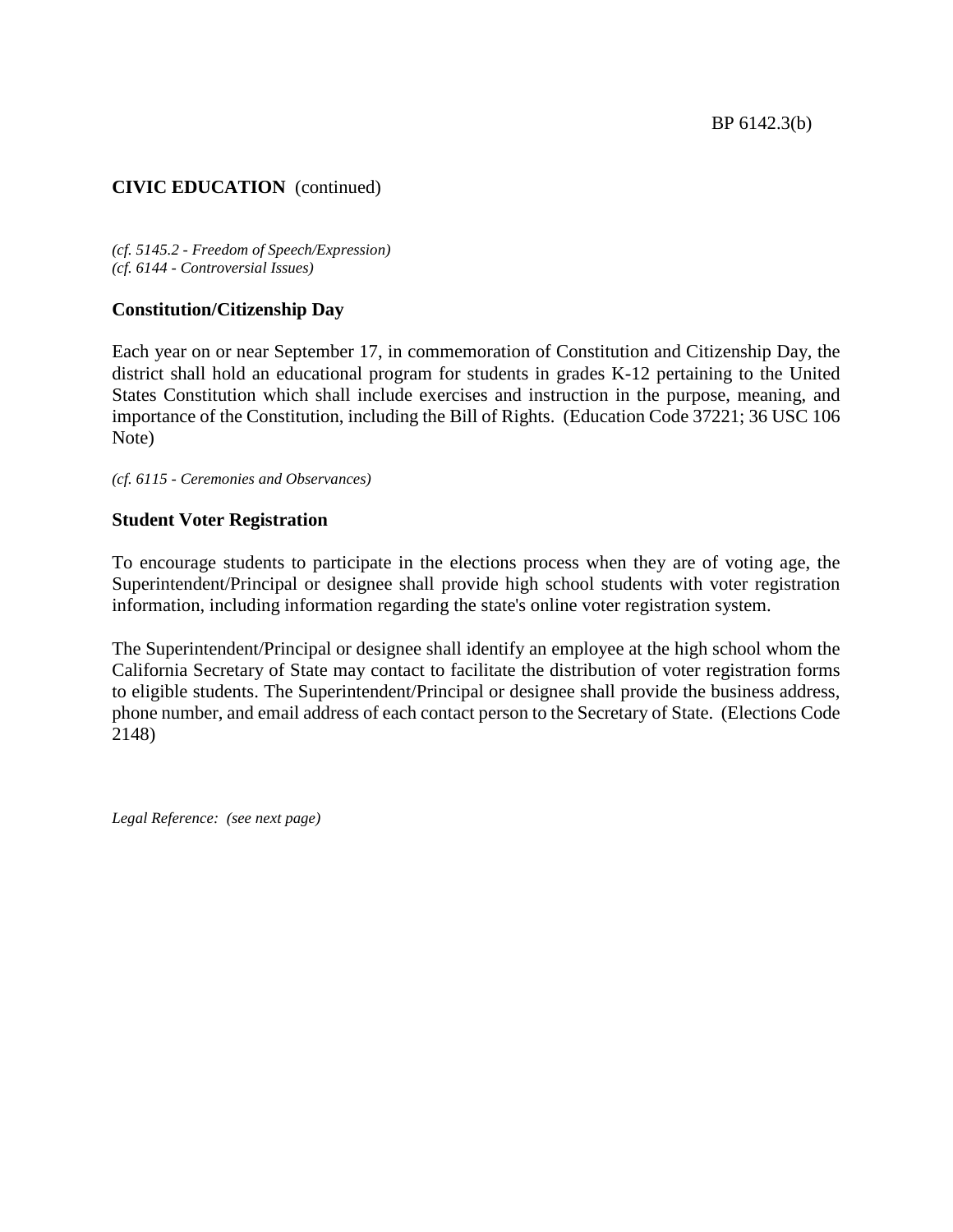**CIVIC EDUCATION** (continued)

*(cf. 5145.2 - Freedom of Speech/Expression)*
*(cf. 6144 - Controversial Issues)*

### Constitution/Citizenship Day

Each year on or near September 17, in commemoration of Constitution and Citizenship Day, the district shall hold an educational program for students in grades K-12 pertaining to the United States Constitution which shall include exercises and instruction in the purpose, meaning, and importance of the Constitution, including the Bill of Rights. (Education Code 37221; 36 USC 106 Note)

*(cf. 6115 - Ceremonies and Observances)*

### Student Voter Registration

To encourage students to participate in the elections process when they are of voting age, the Superintendent/Principal or designee shall provide high school students with voter registration information, including information regarding the state's online voter registration system.

The Superintendent/Principal or designee shall identify an employee at the high school whom the California Secretary of State may contact to facilitate the distribution of voter registration forms to eligible students. The Superintendent/Principal or designee shall provide the business address, phone number, and email address of each contact person to the Secretary of State. (Elections Code 2148)

*Legal Reference: (see next page)*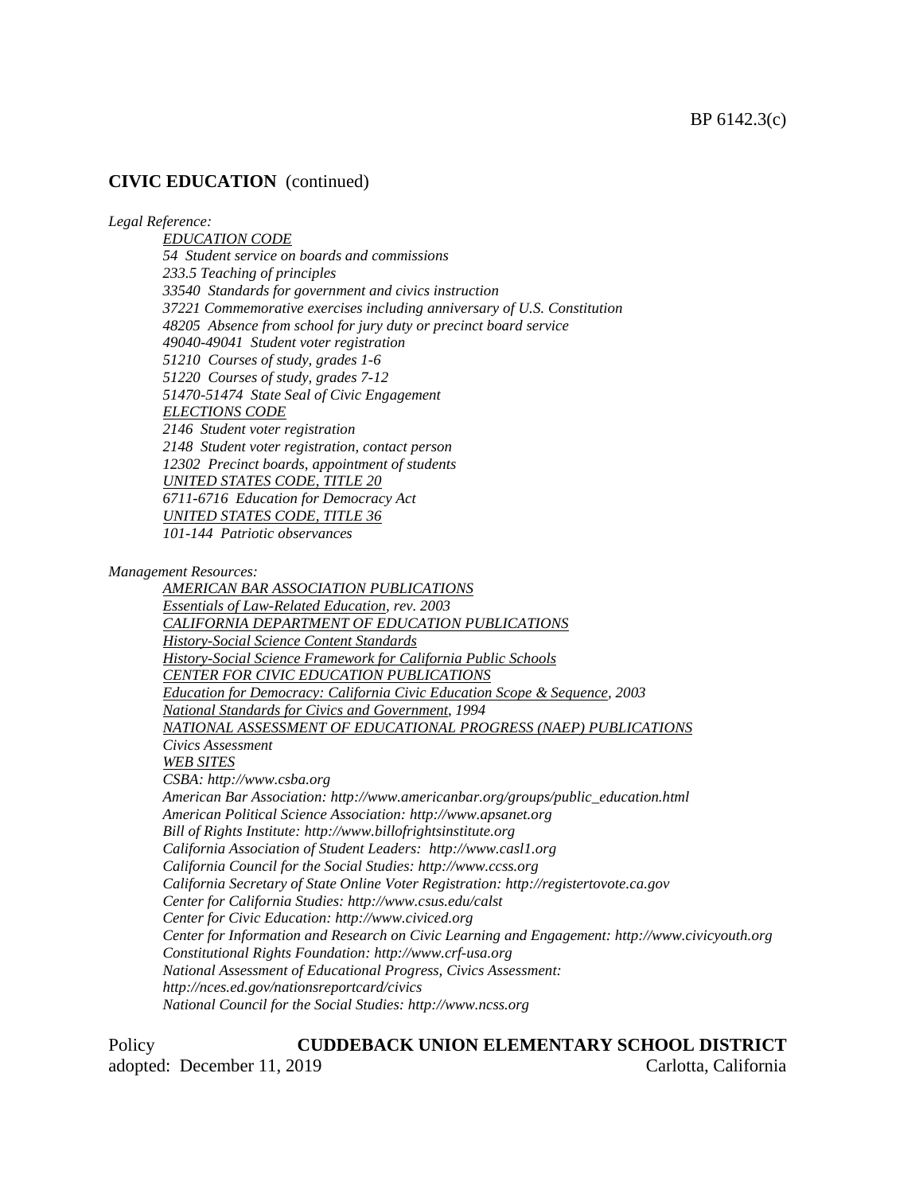**CIVIC EDUCATION** (continued)

*Legal Reference:*

*EDUCATION CODE*
*54 Student service on boards and commissions*
*233.5 Teaching of principles*
*33540 Standards for government and civics instruction*
*37221 Commemorative exercises including anniversary of U.S. Constitution*
*48205 Absence from school for jury duty or precinct board service*
*49040-49041 Student voter registration*
*51210 Courses of study, grades 1-6*
*51220 Courses of study, grades 7-12*
*51470-51474 State Seal of Civic Engagement*
*ELECTIONS CODE*
*2146 Student voter registration*
*2148 Student voter registration, contact person*
*12302 Precinct boards, appointment of students*
*UNITED STATES CODE, TITLE 20*
*6711-6716 Education for Democracy Act*
*UNITED STATES CODE, TITLE 36*
*101-144 Patriotic observances*

*Management Resources:*

*AMERICAN BAR ASSOCIATION PUBLICATIONS*
*Essentials of Law-Related Education, rev. 2003*
*CALIFORNIA DEPARTMENT OF EDUCATION PUBLICATIONS*
*History-Social Science Content Standards*
*History-Social Science Framework for California Public Schools*
*CENTER FOR CIVIC EDUCATION PUBLICATIONS*
*Education for Democracy: California Civic Education Scope & Sequence, 2003*
*National Standards for Civics and Government, 1994*
*NATIONAL ASSESSMENT OF EDUCATIONAL PROGRESS (NAEP) PUBLICATIONS*
*Civics Assessment*
*WEB SITES*
*CSBA: http://www.csba.org*
*American Bar Association: http://www.americanbar.org/groups/public_education.html*
*American Political Science Association: http://www.apsanet.org*
*Bill of Rights Institute: http://www.billofrightsinstitute.org*
*California Association of Student Leaders: http://www.casl1.org*
*California Council for the Social Studies: http://www.ccss.org*
*California Secretary of State Online Voter Registration: http://registertovote.ca.gov*
*Center for California Studies: http://www.csus.edu/calst*
*Center for Civic Education: http://www.civiced.org*
*Center for Information and Research on Civic Learning and Engagement: http://www.civicyouth.org*
*Constitutional Rights Foundation: http://www.crf-usa.org*
*National Assessment of Educational Progress, Civics Assessment: http://nces.ed.gov/nationsreportcard/civics*
*National Council for the Social Studies: http://www.ncss.org*

Policy **CUDDEBACK UNION ELEMENTARY SCHOOL DISTRICT**
adopted: December 11, 2019 Carlotta, California